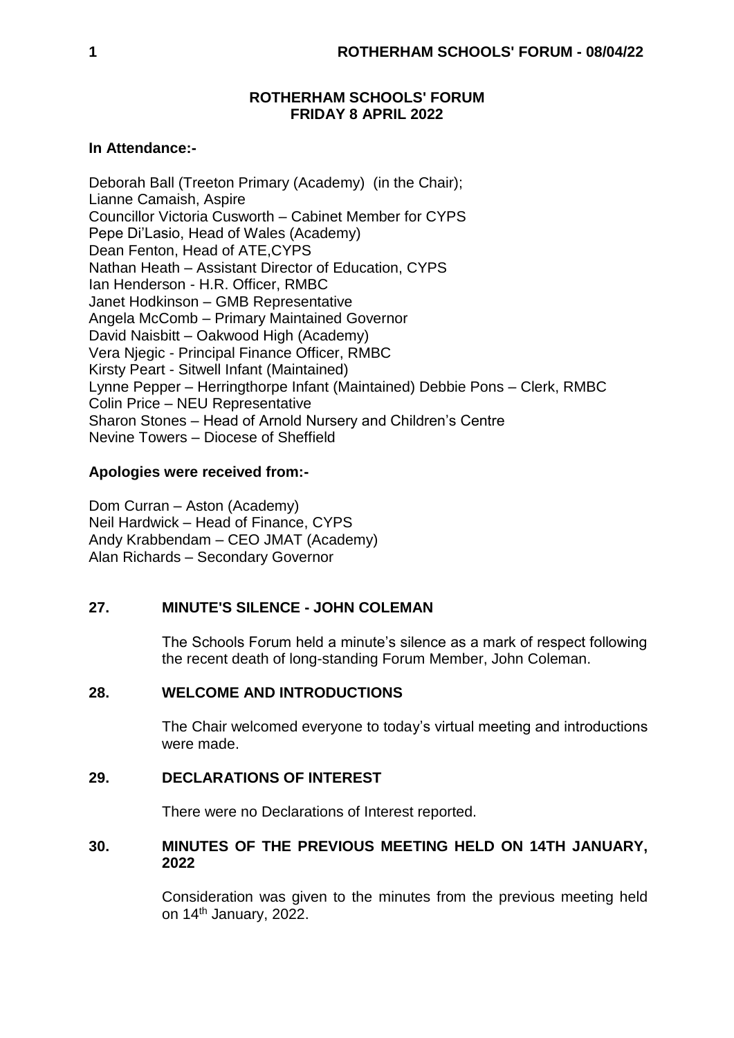# ROTHERHAM SCHOOLS' FORUM
## FRIDAY 8 APRIL 2022

**In Attendance:-**

Deborah Ball (Treeton Primary (Academy) (in the Chair);
Lianne Camaish, Aspire
Councillor Victoria Cusworth – Cabinet Member for CYPS
Pepe Di'Lasio, Head of Wales (Academy)
Dean Fenton, Head of ATE,CYPS
Nathan Heath – Assistant Director of Education, CYPS
Ian Henderson - H.R. Officer, RMBC
Janet Hodkinson – GMB Representative
Angela McComb – Primary Maintained Governor
David Naisbitt – Oakwood High (Academy)
Vera Njegic - Principal Finance Officer, RMBC
Kirsty Peart - Sitwell Infant (Maintained)
Lynne Pepper – Herringthorpe Infant (Maintained) Debbie Pons – Clerk, RMBC
Colin Price – NEU Representative
Sharon Stones – Head of Arnold Nursery and Children's Centre
Nevine Towers – Diocese of Sheffield

**Apologies were received from:-**

Dom Curran – Aston (Academy)
Neil Hardwick – Head of Finance, CYPS
Andy Krabbendam – CEO JMAT (Academy)
Alan Richards – Secondary Governor

### 27. MINUTE'S SILENCE - JOHN COLEMAN

The Schools Forum held a minute's silence as a mark of respect following the recent death of long-standing Forum Member, John Coleman.

### 28. WELCOME AND INTRODUCTIONS

The Chair welcomed everyone to today's virtual meeting and introductions were made.

### 29. DECLARATIONS OF INTEREST

There were no Declarations of Interest reported.

### 30. MINUTES OF THE PREVIOUS MEETING HELD ON 14TH JANUARY, 2022

Consideration was given to the minutes from the previous meeting held on 14th January, 2022.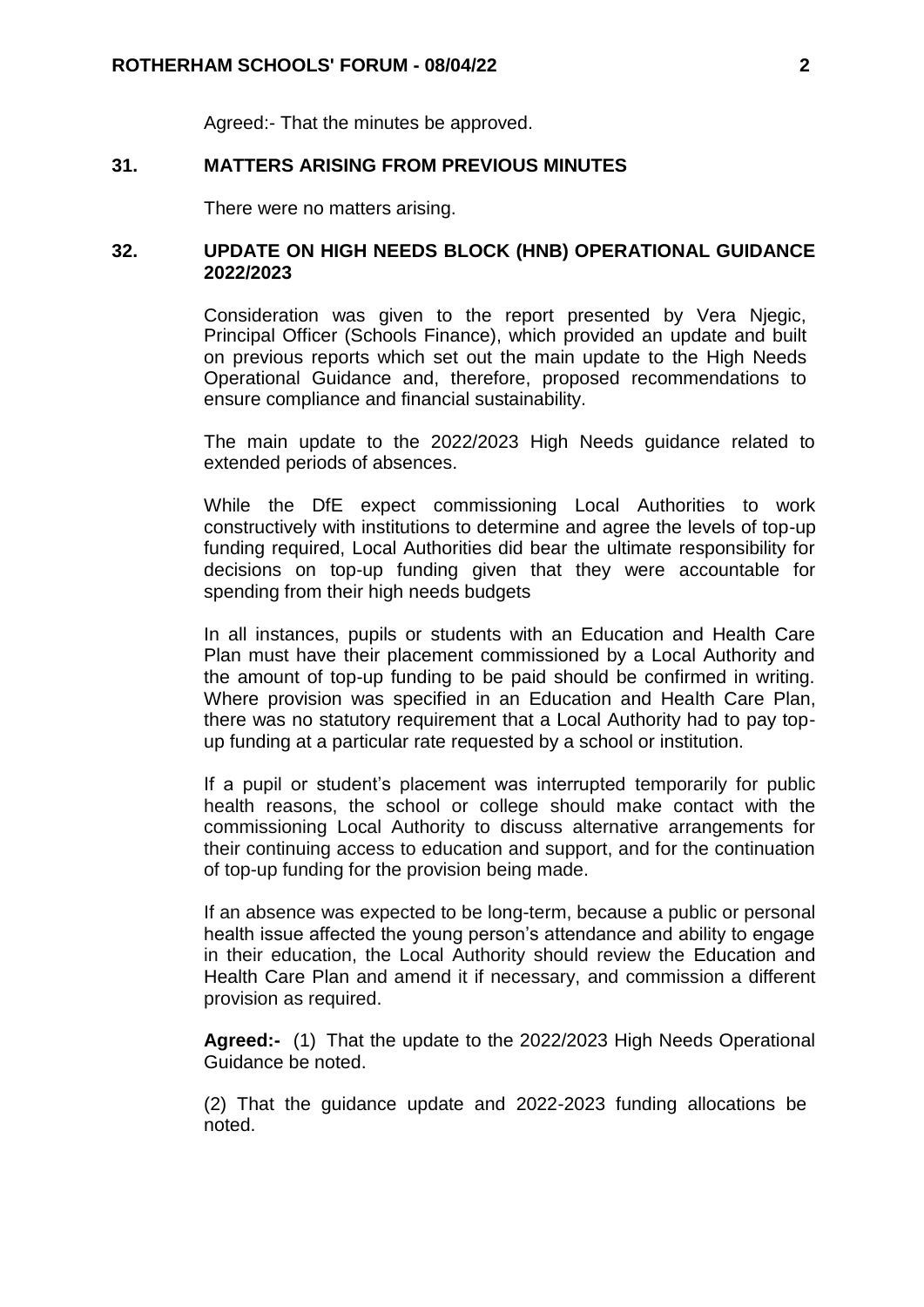Agreed:- That the minutes be approved.

## 31. MATTERS ARISING FROM PREVIOUS MINUTES

There were no matters arising.

## 32. UPDATE ON HIGH NEEDS BLOCK (HNB) OPERATIONAL GUIDANCE 2022/2023

Consideration was given to the report presented by Vera Njegic, Principal Officer (Schools Finance), which provided an update and built on previous reports which set out the main update to the High Needs Operational Guidance and, therefore, proposed recommendations to ensure compliance and financial sustainability.

The main update to the 2022/2023 High Needs guidance related to extended periods of absences.

While the DfE expect commissioning Local Authorities to work constructively with institutions to determine and agree the levels of top-up funding required, Local Authorities did bear the ultimate responsibility for decisions on top-up funding given that they were accountable for spending from their high needs budgets

In all instances, pupils or students with an Education and Health Care Plan must have their placement commissioned by a Local Authority and the amount of top-up funding to be paid should be confirmed in writing. Where provision was specified in an Education and Health Care Plan, there was no statutory requirement that a Local Authority had to pay top-up funding at a particular rate requested by a school or institution.

If a pupil or student's placement was interrupted temporarily for public health reasons, the school or college should make contact with the commissioning Local Authority to discuss alternative arrangements for their continuing access to education and support, and for the continuation of top-up funding for the provision being made.

If an absence was expected to be long-term, because a public or personal health issue affected the young person's attendance and ability to engage in their education, the Local Authority should review the Education and Health Care Plan and amend it if necessary, and commission a different provision as required.

**Agreed:-** (1) That the update to the 2022/2023 High Needs Operational Guidance be noted.

(2) That the guidance update and 2022-2023 funding allocations be noted.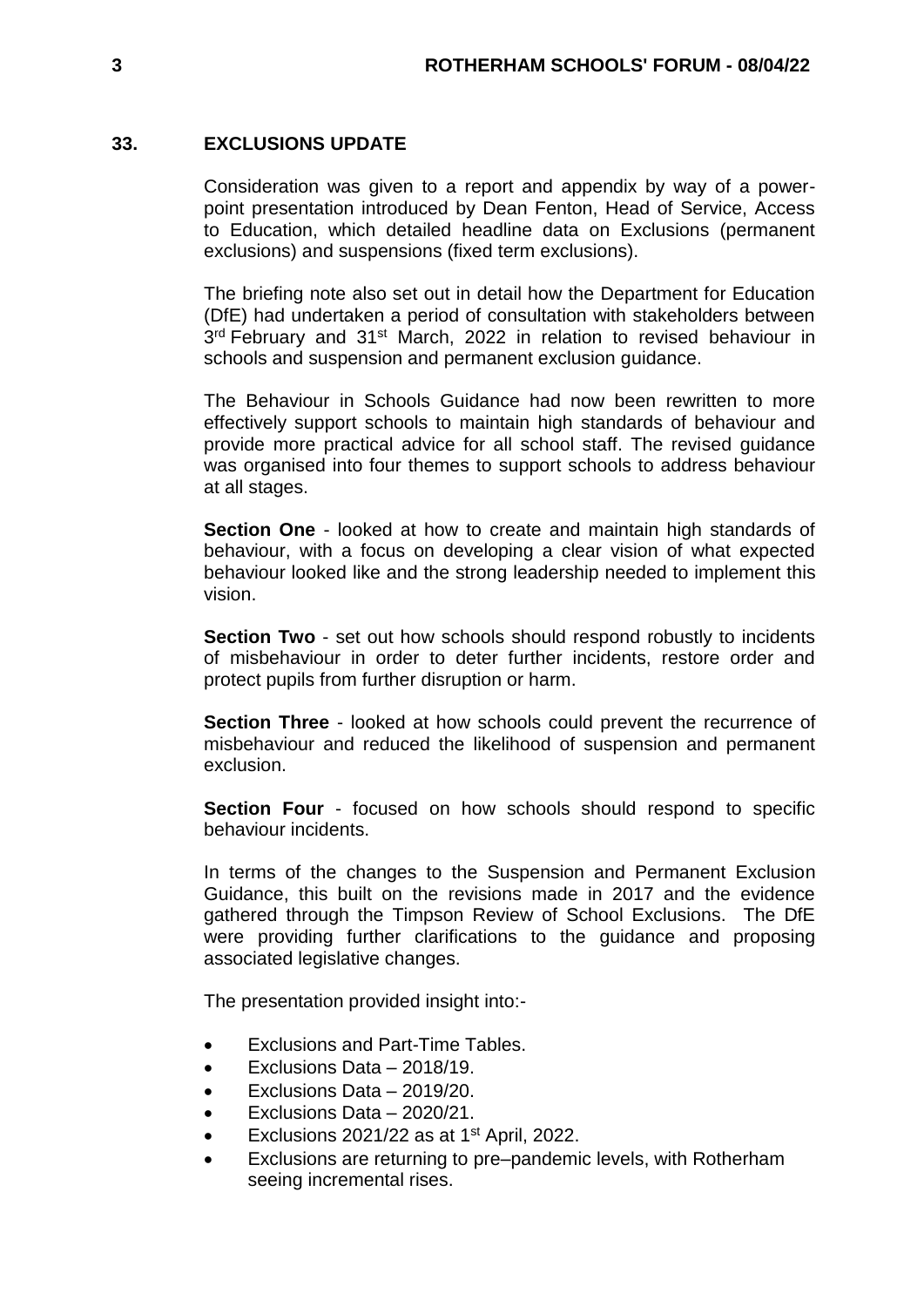## 33. EXCLUSIONS UPDATE

Consideration was given to a report and appendix by way of a power-point presentation introduced by Dean Fenton, Head of Service, Access to Education, which detailed headline data on Exclusions (permanent exclusions) and suspensions (fixed term exclusions).

The briefing note also set out in detail how the Department for Education (DfE) had undertaken a period of consultation with stakeholders between 3rd February and 31st March, 2022 in relation to revised behaviour in schools and suspension and permanent exclusion guidance.

The Behaviour in Schools Guidance had now been rewritten to more effectively support schools to maintain high standards of behaviour and provide more practical advice for all school staff. The revised guidance was organised into four themes to support schools to address behaviour at all stages.

**Section One** - looked at how to create and maintain high standards of behaviour, with a focus on developing a clear vision of what expected behaviour looked like and the strong leadership needed to implement this vision.

**Section Two** - set out how schools should respond robustly to incidents of misbehaviour in order to deter further incidents, restore order and protect pupils from further disruption or harm.

**Section Three** - looked at how schools could prevent the recurrence of misbehaviour and reduced the likelihood of suspension and permanent exclusion.

**Section Four** - focused on how schools should respond to specific behaviour incidents.

In terms of the changes to the Suspension and Permanent Exclusion Guidance, this built on the revisions made in 2017 and the evidence gathered through the Timpson Review of School Exclusions. The DfE were providing further clarifications to the guidance and proposing associated legislative changes.

The presentation provided insight into:-

- Exclusions and Part-Time Tables.
- Exclusions Data – 2018/19.
- Exclusions Data – 2019/20.
- Exclusions Data – 2020/21.
- Exclusions 2021/22 as at 1st April, 2022.
- Exclusions are returning to pre–pandemic levels, with Rotherham seeing incremental rises.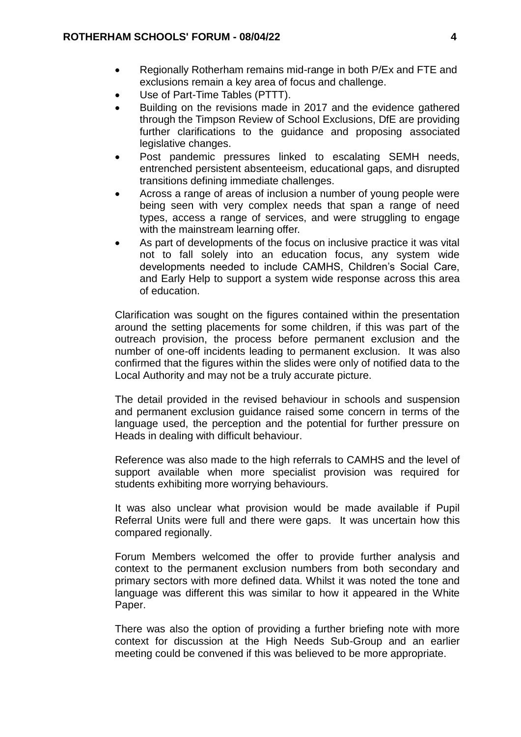- Regionally Rotherham remains mid-range in both P/Ex and FTE and exclusions remain a key area of focus and challenge.
- Use of Part-Time Tables (PTTT).
- Building on the revisions made in 2017 and the evidence gathered through the Timpson Review of School Exclusions, DfE are providing further clarifications to the guidance and proposing associated legislative changes.
- Post pandemic pressures linked to escalating SEMH needs, entrenched persistent absenteeism, educational gaps, and disrupted transitions defining immediate challenges.
- Across a range of areas of inclusion a number of young people were being seen with very complex needs that span a range of need types, access a range of services, and were struggling to engage with the mainstream learning offer.
- As part of developments of the focus on inclusive practice it was vital not to fall solely into an education focus, any system wide developments needed to include CAMHS, Children's Social Care, and Early Help to support a system wide response across this area of education.

Clarification was sought on the figures contained within the presentation around the setting placements for some children, if this was part of the outreach provision, the process before permanent exclusion and the number of one-off incidents leading to permanent exclusion. It was also confirmed that the figures within the slides were only of notified data to the Local Authority and may not be a truly accurate picture.

The detail provided in the revised behaviour in schools and suspension and permanent exclusion guidance raised some concern in terms of the language used, the perception and the potential for further pressure on Heads in dealing with difficult behaviour.

Reference was also made to the high referrals to CAMHS and the level of support available when more specialist provision was required for students exhibiting more worrying behaviours.

It was also unclear what provision would be made available if Pupil Referral Units were full and there were gaps. It was uncertain how this compared regionally.

Forum Members welcomed the offer to provide further analysis and context to the permanent exclusion numbers from both secondary and primary sectors with more defined data. Whilst it was noted the tone and language was different this was similar to how it appeared in the White Paper.

There was also the option of providing a further briefing note with more context for discussion at the High Needs Sub-Group and an earlier meeting could be convened if this was believed to be more appropriate.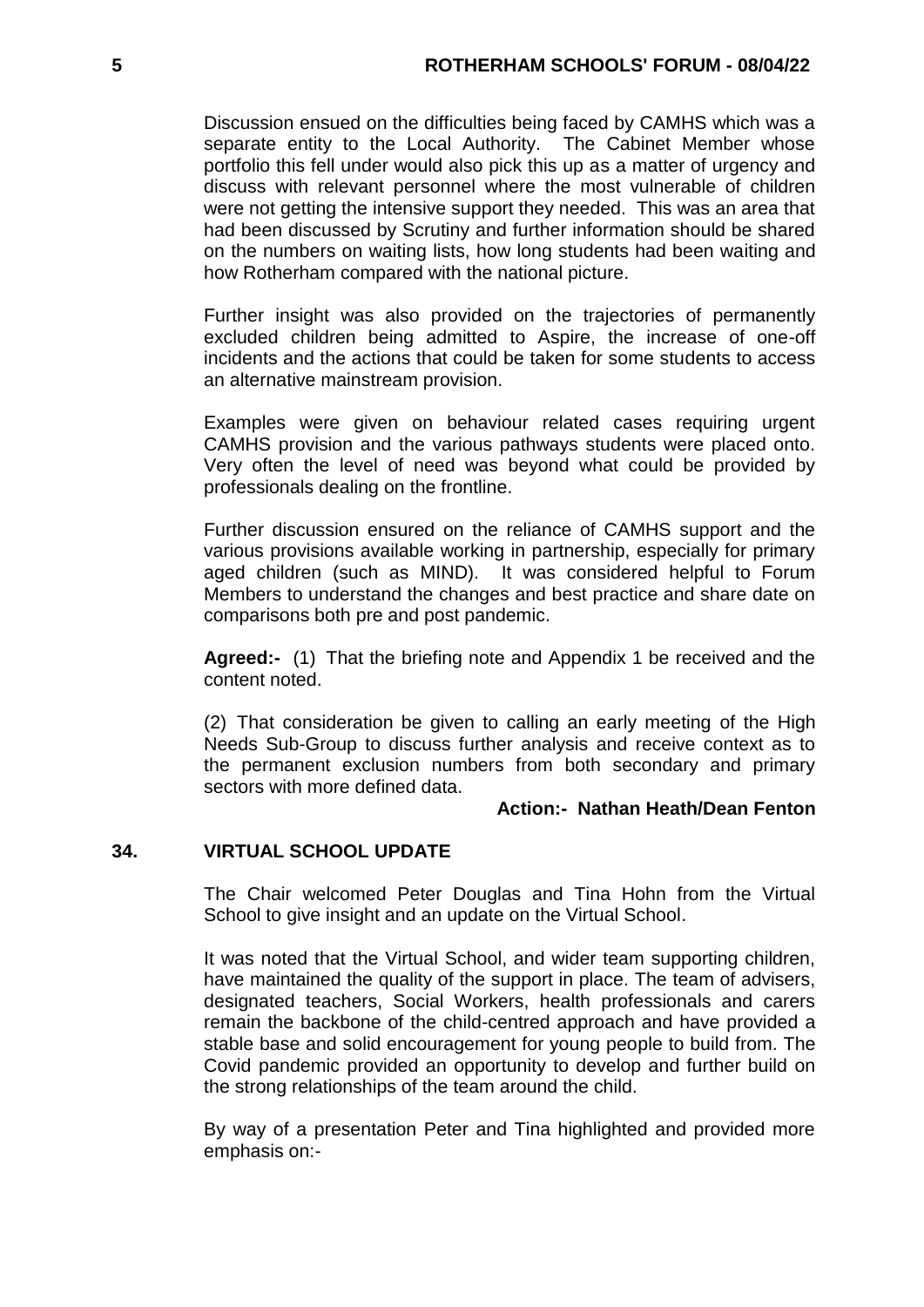Discussion ensued on the difficulties being faced by CAMHS which was a separate entity to the Local Authority. The Cabinet Member whose portfolio this fell under would also pick this up as a matter of urgency and discuss with relevant personnel where the most vulnerable of children were not getting the intensive support they needed. This was an area that had been discussed by Scrutiny and further information should be shared on the numbers on waiting lists, how long students had been waiting and how Rotherham compared with the national picture.

Further insight was also provided on the trajectories of permanently excluded children being admitted to Aspire, the increase of one-off incidents and the actions that could be taken for some students to access an alternative mainstream provision.

Examples were given on behaviour related cases requiring urgent CAMHS provision and the various pathways students were placed onto. Very often the level of need was beyond what could be provided by professionals dealing on the frontline.

Further discussion ensured on the reliance of CAMHS support and the various provisions available working in partnership, especially for primary aged children (such as MIND). It was considered helpful to Forum Members to understand the changes and best practice and share date on comparisons both pre and post pandemic.

**Agreed:-** (1) That the briefing note and Appendix 1 be received and the content noted.

(2) That consideration be given to calling an early meeting of the High Needs Sub-Group to discuss further analysis and receive context as to the permanent exclusion numbers from both secondary and primary sectors with more defined data.

**Action:- Nathan Heath/Dean Fenton**

## 34. VIRTUAL SCHOOL UPDATE

The Chair welcomed Peter Douglas and Tina Hohn from the Virtual School to give insight and an update on the Virtual School.

It was noted that the Virtual School, and wider team supporting children, have maintained the quality of the support in place. The team of advisers, designated teachers, Social Workers, health professionals and carers remain the backbone of the child-centred approach and have provided a stable base and solid encouragement for young people to build from. The Covid pandemic provided an opportunity to develop and further build on the strong relationships of the team around the child.

By way of a presentation Peter and Tina highlighted and provided more emphasis on:-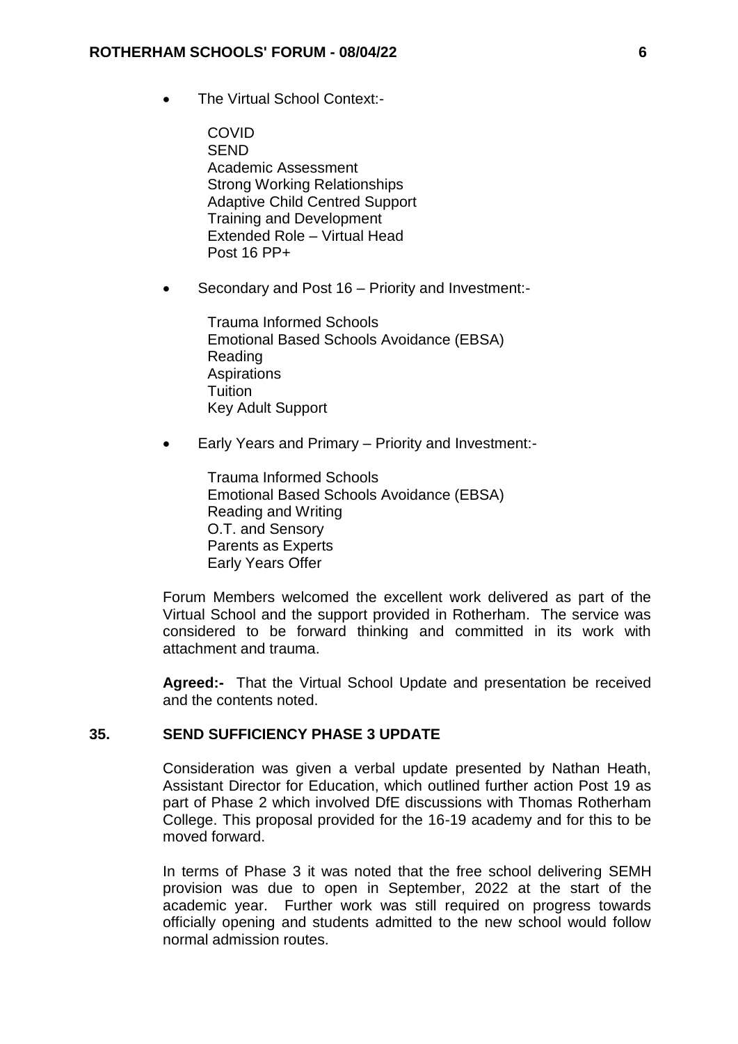- The Virtual School Context:-

  COVID
  SEND
  Academic Assessment
  Strong Working Relationships
  Adaptive Child Centred Support
  Training and Development
  Extended Role – Virtual Head
  Post 16 PP+

- Secondary and Post 16 – Priority and Investment:-

  Trauma Informed Schools
  Emotional Based Schools Avoidance (EBSA)
  Reading
  Aspirations
  Tuition
  Key Adult Support

- Early Years and Primary – Priority and Investment:-

  Trauma Informed Schools
  Emotional Based Schools Avoidance (EBSA)
  Reading and Writing
  O.T. and Sensory
  Parents as Experts
  Early Years Offer

Forum Members welcomed the excellent work delivered as part of the Virtual School and the support provided in Rotherham. The service was considered to be forward thinking and committed in its work with attachment and trauma.

**Agreed:-** That the Virtual School Update and presentation be received and the contents noted.

## 35. SEND SUFFICIENCY PHASE 3 UPDATE

Consideration was given a verbal update presented by Nathan Heath, Assistant Director for Education, which outlined further action Post 19 as part of Phase 2 which involved DfE discussions with Thomas Rotherham College. This proposal provided for the 16-19 academy and for this to be moved forward.

In terms of Phase 3 it was noted that the free school delivering SEMH provision was due to open in September, 2022 at the start of the academic year. Further work was still required on progress towards officially opening and students admitted to the new school would follow normal admission routes.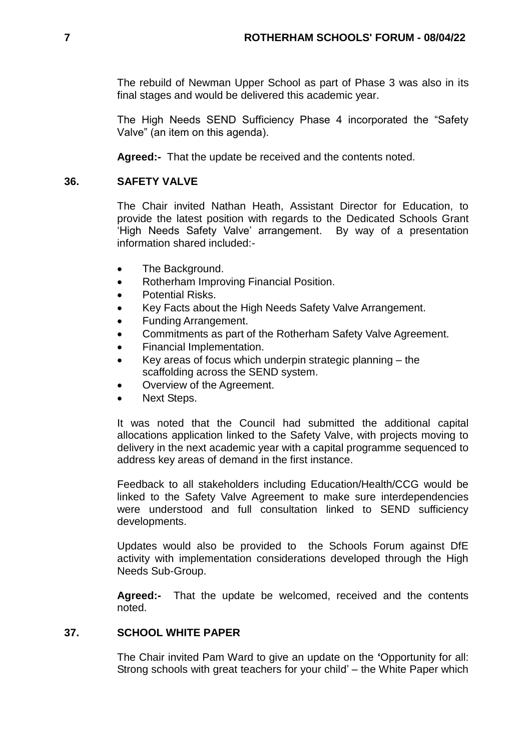The rebuild of Newman Upper School as part of Phase 3 was also in its final stages and would be delivered this academic year.

The High Needs SEND Sufficiency Phase 4 incorporated the “Safety Valve” (an item on this agenda).

**Agreed:-** That the update be received and the contents noted.

## 36. SAFETY VALVE

The Chair invited Nathan Heath, Assistant Director for Education, to provide the latest position with regards to the Dedicated Schools Grant ‘High Needs Safety Valve’ arrangement. By way of a presentation information shared included:-

- The Background.
- Rotherham Improving Financial Position.
- Potential Risks.
- Key Facts about the High Needs Safety Valve Arrangement.
- Funding Arrangement.
- Commitments as part of the Rotherham Safety Valve Agreement.
- Financial Implementation.
- Key areas of focus which underpin strategic planning – the scaffolding across the SEND system.
- Overview of the Agreement.
- Next Steps.

It was noted that the Council had submitted the additional capital allocations application linked to the Safety Valve, with projects moving to delivery in the next academic year with a capital programme sequenced to address key areas of demand in the first instance.

Feedback to all stakeholders including Education/Health/CCG would be linked to the Safety Valve Agreement to make sure interdependencies were understood and full consultation linked to SEND sufficiency developments.

Updates would also be provided to the Schools Forum against DfE activity with implementation considerations developed through the High Needs Sub-Group.

**Agreed:-** That the update be welcomed, received and the contents noted.

## 37. SCHOOL WHITE PAPER

The Chair invited Pam Ward to give an update on the **‘**Opportunity for all: Strong schools with great teachers for your child’ – the White Paper which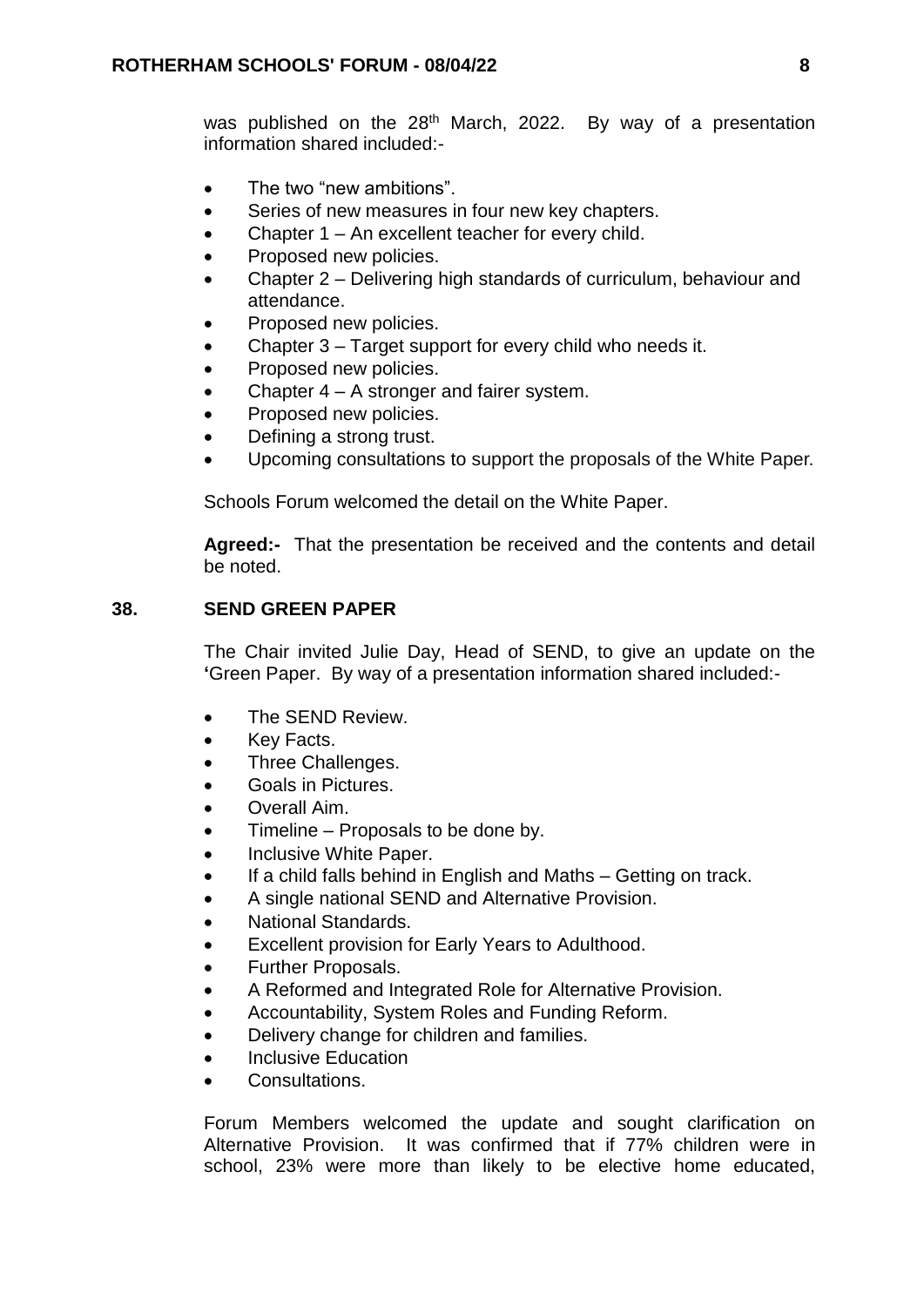was published on the 28th March, 2022. By way of a presentation information shared included:-

- The two "new ambitions".
- Series of new measures in four new key chapters.
- Chapter 1 – An excellent teacher for every child.
- Proposed new policies.
- Chapter 2 – Delivering high standards of curriculum, behaviour and attendance.
- Proposed new policies.
- Chapter 3 – Target support for every child who needs it.
- Proposed new policies.
- Chapter 4 – A stronger and fairer system.
- Proposed new policies.
- Defining a strong trust.
- Upcoming consultations to support the proposals of the White Paper.

Schools Forum welcomed the detail on the White Paper.

**Agreed:-** That the presentation be received and the contents and detail be noted.

## 38. SEND GREEN PAPER

The Chair invited Julie Day, Head of SEND, to give an update on the 'Green Paper. By way of a presentation information shared included:-

- The SEND Review.
- Key Facts.
- Three Challenges.
- Goals in Pictures.
- Overall Aim.
- Timeline – Proposals to be done by.
- Inclusive White Paper.
- If a child falls behind in English and Maths – Getting on track.
- A single national SEND and Alternative Provision.
- National Standards.
- Excellent provision for Early Years to Adulthood.
- Further Proposals.
- A Reformed and Integrated Role for Alternative Provision.
- Accountability, System Roles and Funding Reform.
- Delivery change for children and families.
- Inclusive Education
- Consultations.

Forum Members welcomed the update and sought clarification on Alternative Provision. It was confirmed that if 77% children were in school, 23% were more than likely to be elective home educated,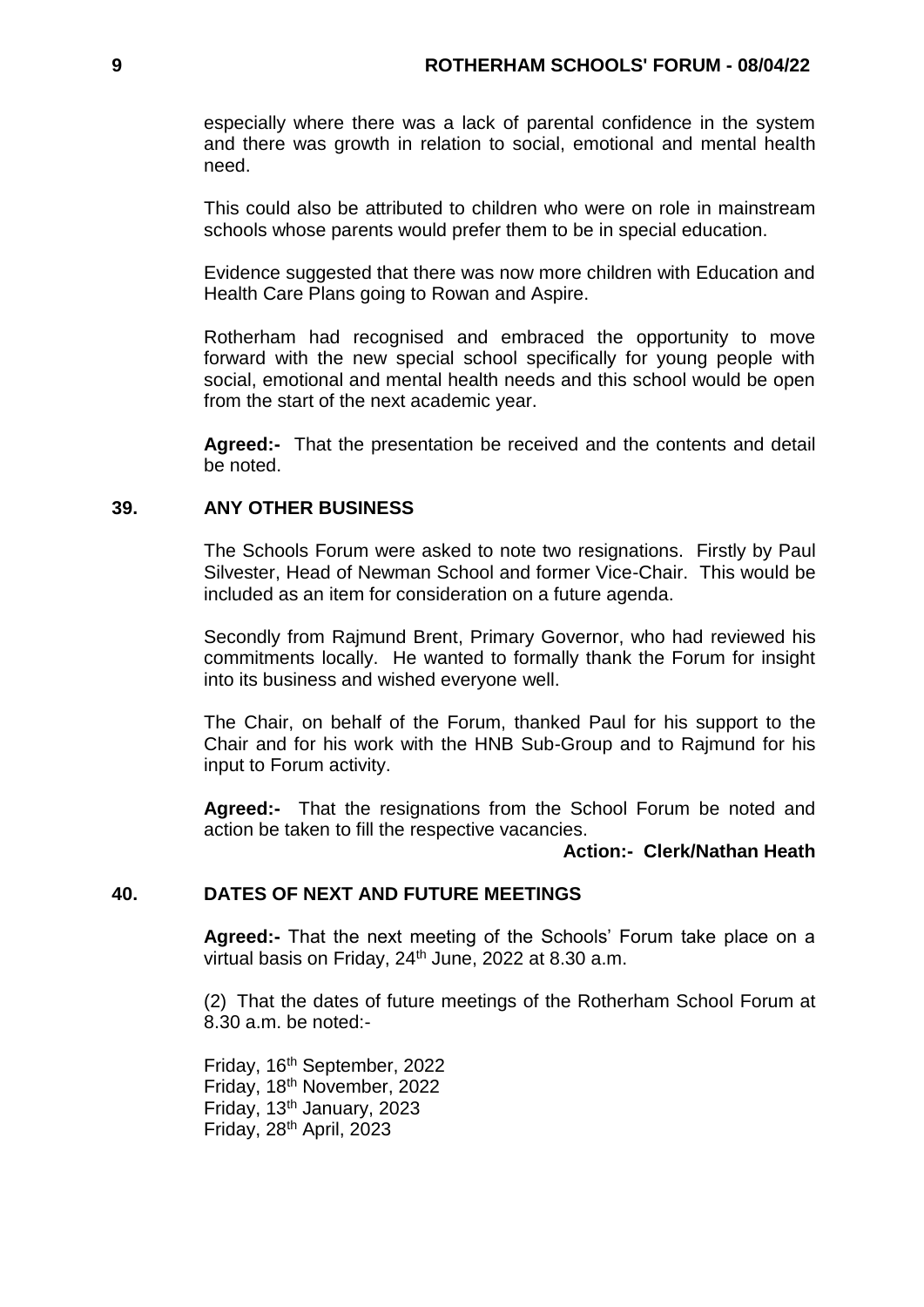especially where there was a lack of parental confidence in the system and there was growth in relation to social, emotional and mental health need.

This could also be attributed to children who were on role in mainstream schools whose parents would prefer them to be in special education.

Evidence suggested that there was now more children with Education and Health Care Plans going to Rowan and Aspire.

Rotherham had recognised and embraced the opportunity to move forward with the new special school specifically for young people with social, emotional and mental health needs and this school would be open from the start of the next academic year.

**Agreed:-** That the presentation be received and the contents and detail be noted.

## 39. ANY OTHER BUSINESS

The Schools Forum were asked to note two resignations. Firstly by Paul Silvester, Head of Newman School and former Vice-Chair. This would be included as an item for consideration on a future agenda.

Secondly from Rajmund Brent, Primary Governor, who had reviewed his commitments locally. He wanted to formally thank the Forum for insight into its business and wished everyone well.

The Chair, on behalf of the Forum, thanked Paul for his support to the Chair and for his work with the HNB Sub-Group and to Rajmund for his input to Forum activity.

**Agreed:-** That the resignations from the School Forum be noted and action be taken to fill the respective vacancies.

**Action:- Clerk/Nathan Heath**

## 40. DATES OF NEXT AND FUTURE MEETINGS

**Agreed:-** That the next meeting of the Schools' Forum take place on a virtual basis on Friday, 24th June, 2022 at 8.30 a.m.

(2) That the dates of future meetings of the Rotherham School Forum at 8.30 a.m. be noted:-

Friday, 16th September, 2022
Friday, 18th November, 2022
Friday, 13th January, 2023
Friday, 28th April, 2023